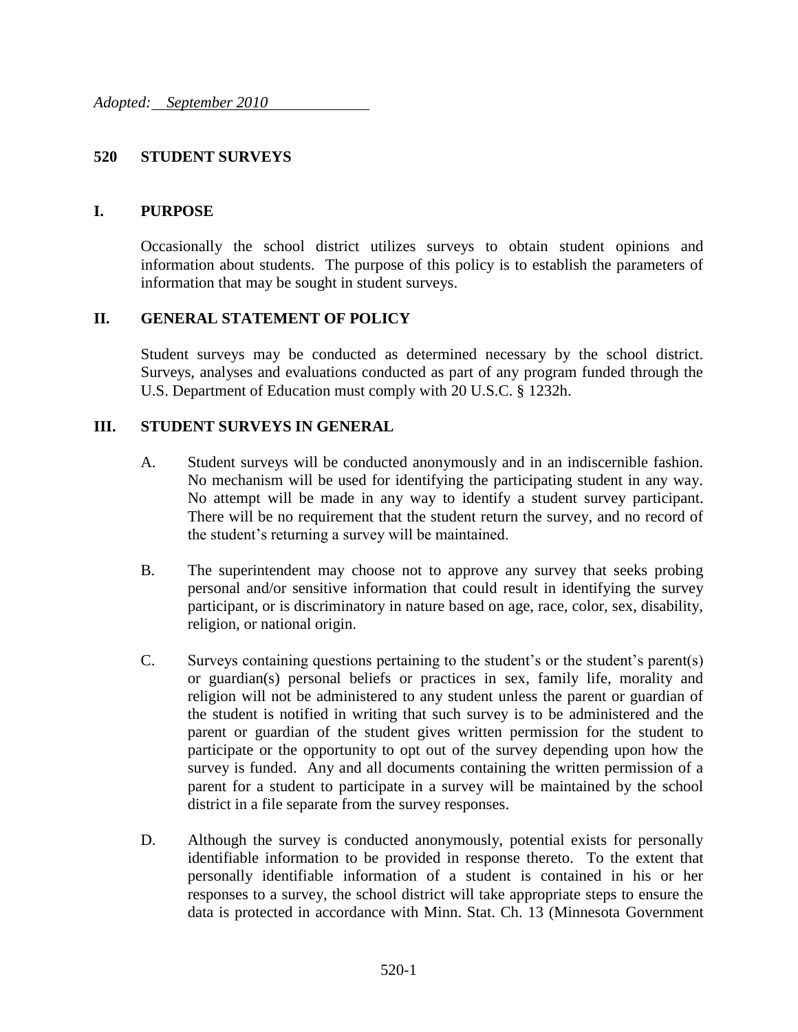*Adopted: September 2010*

# 520 STUDENT SURVEYS

## I. PURPOSE

Occasionally the school district utilizes surveys to obtain student opinions and information about students. The purpose of this policy is to establish the parameters of information that may be sought in student surveys.

## II. GENERAL STATEMENT OF POLICY

Student surveys may be conducted as determined necessary by the school district. Surveys, analyses and evaluations conducted as part of any program funded through the U.S. Department of Education must comply with 20 U.S.C. § 1232h.

## III. STUDENT SURVEYS IN GENERAL

A. Student surveys will be conducted anonymously and in an indiscernible fashion. No mechanism will be used for identifying the participating student in any way. No attempt will be made in any way to identify a student survey participant. There will be no requirement that the student return the survey, and no record of the student's returning a survey will be maintained.

B. The superintendent may choose not to approve any survey that seeks probing personal and/or sensitive information that could result in identifying the survey participant, or is discriminatory in nature based on age, race, color, sex, disability, religion, or national origin.

C. Surveys containing questions pertaining to the student's or the student's parent(s) or guardian(s) personal beliefs or practices in sex, family life, morality and religion will not be administered to any student unless the parent or guardian of the student is notified in writing that such survey is to be administered and the parent or guardian of the student gives written permission for the student to participate or the opportunity to opt out of the survey depending upon how the survey is funded. Any and all documents containing the written permission of a parent for a student to participate in a survey will be maintained by the school district in a file separate from the survey responses.

D. Although the survey is conducted anonymously, potential exists for personally identifiable information to be provided in response thereto. To the extent that personally identifiable information of a student is contained in his or her responses to a survey, the school district will take appropriate steps to ensure the data is protected in accordance with Minn. Stat. Ch. 13 (Minnesota Government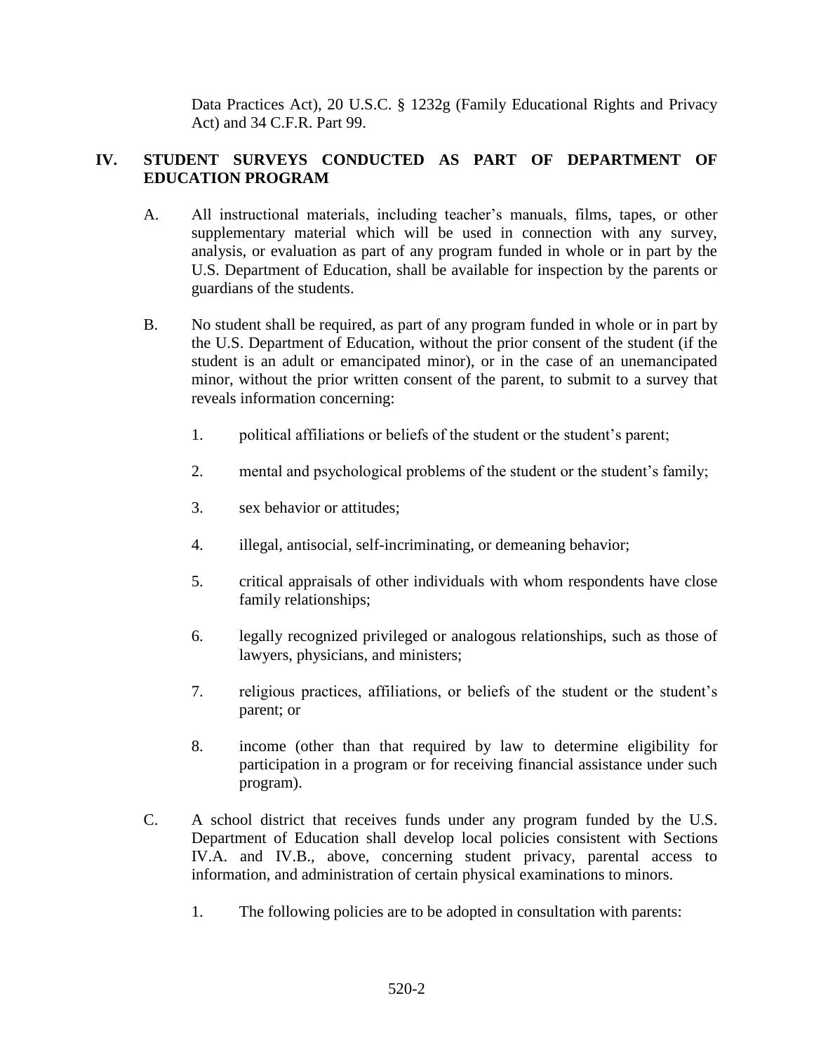Data Practices Act), 20 U.S.C. § 1232g (Family Educational Rights and Privacy Act) and 34 C.F.R. Part 99.

## IV. STUDENT SURVEYS CONDUCTED AS PART OF DEPARTMENT OF EDUCATION PROGRAM

A. All instructional materials, including teacher's manuals, films, tapes, or other supplementary material which will be used in connection with any survey, analysis, or evaluation as part of any program funded in whole or in part by the U.S. Department of Education, shall be available for inspection by the parents or guardians of the students.

B. No student shall be required, as part of any program funded in whole or in part by the U.S. Department of Education, without the prior consent of the student (if the student is an adult or emancipated minor), or in the case of an unemancipated minor, without the prior written consent of the parent, to submit to a survey that reveals information concerning:

1. political affiliations or beliefs of the student or the student's parent;

2. mental and psychological problems of the student or the student's family;

3. sex behavior or attitudes;

4. illegal, antisocial, self-incriminating, or demeaning behavior;

5. critical appraisals of other individuals with whom respondents have close family relationships;

6. legally recognized privileged or analogous relationships, such as those of lawyers, physicians, and ministers;

7. religious practices, affiliations, or beliefs of the student or the student's parent; or

8. income (other than that required by law to determine eligibility for participation in a program or for receiving financial assistance under such program).

C. A school district that receives funds under any program funded by the U.S. Department of Education shall develop local policies consistent with Sections IV.A. and IV.B., above, concerning student privacy, parental access to information, and administration of certain physical examinations to minors.

1. The following policies are to be adopted in consultation with parents: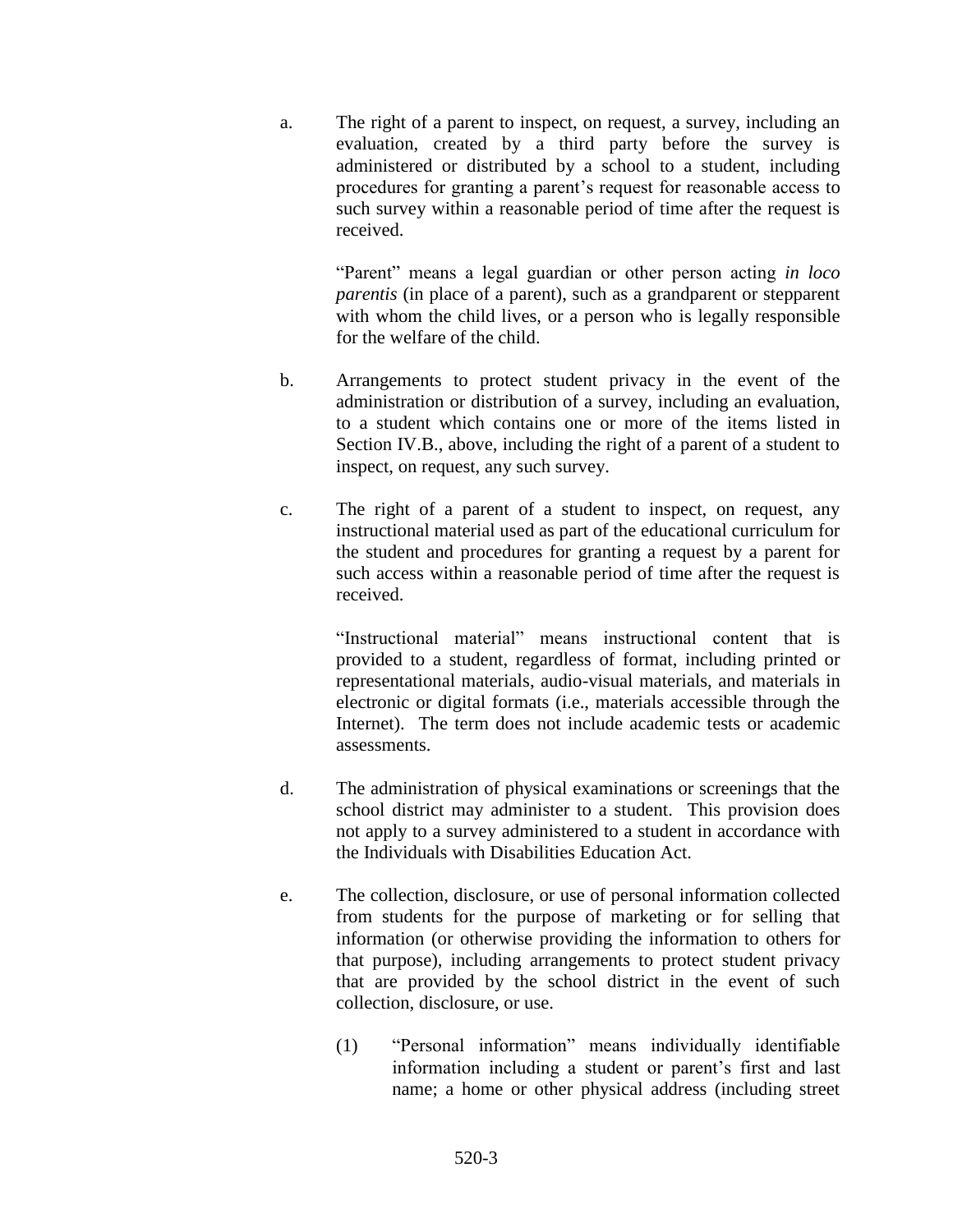a. The right of a parent to inspect, on request, a survey, including an evaluation, created by a third party before the survey is administered or distributed by a school to a student, including procedures for granting a parent's request for reasonable access to such survey within a reasonable period of time after the request is received.

   "Parent" means a legal guardian or other person acting *in loco parentis* (in place of a parent), such as a grandparent or stepparent with whom the child lives, or a person who is legally responsible for the welfare of the child.

b. Arrangements to protect student privacy in the event of the administration or distribution of a survey, including an evaluation, to a student which contains one or more of the items listed in Section IV.B., above, including the right of a parent of a student to inspect, on request, any such survey.

c. The right of a parent of a student to inspect, on request, any instructional material used as part of the educational curriculum for the student and procedures for granting a request by a parent for such access within a reasonable period of time after the request is received.

   "Instructional material" means instructional content that is provided to a student, regardless of format, including printed or representational materials, audio-visual materials, and materials in electronic or digital formats (i.e., materials accessible through the Internet). The term does not include academic tests or academic assessments.

d. The administration of physical examinations or screenings that the school district may administer to a student. This provision does not apply to a survey administered to a student in accordance with the Individuals with Disabilities Education Act.

e. The collection, disclosure, or use of personal information collected from students for the purpose of marketing or for selling that information (or otherwise providing the information to others for that purpose), including arrangements to protect student privacy that are provided by the school district in the event of such collection, disclosure, or use.

   (1) "Personal information" means individually identifiable information including a student or parent's first and last name; a home or other physical address (including street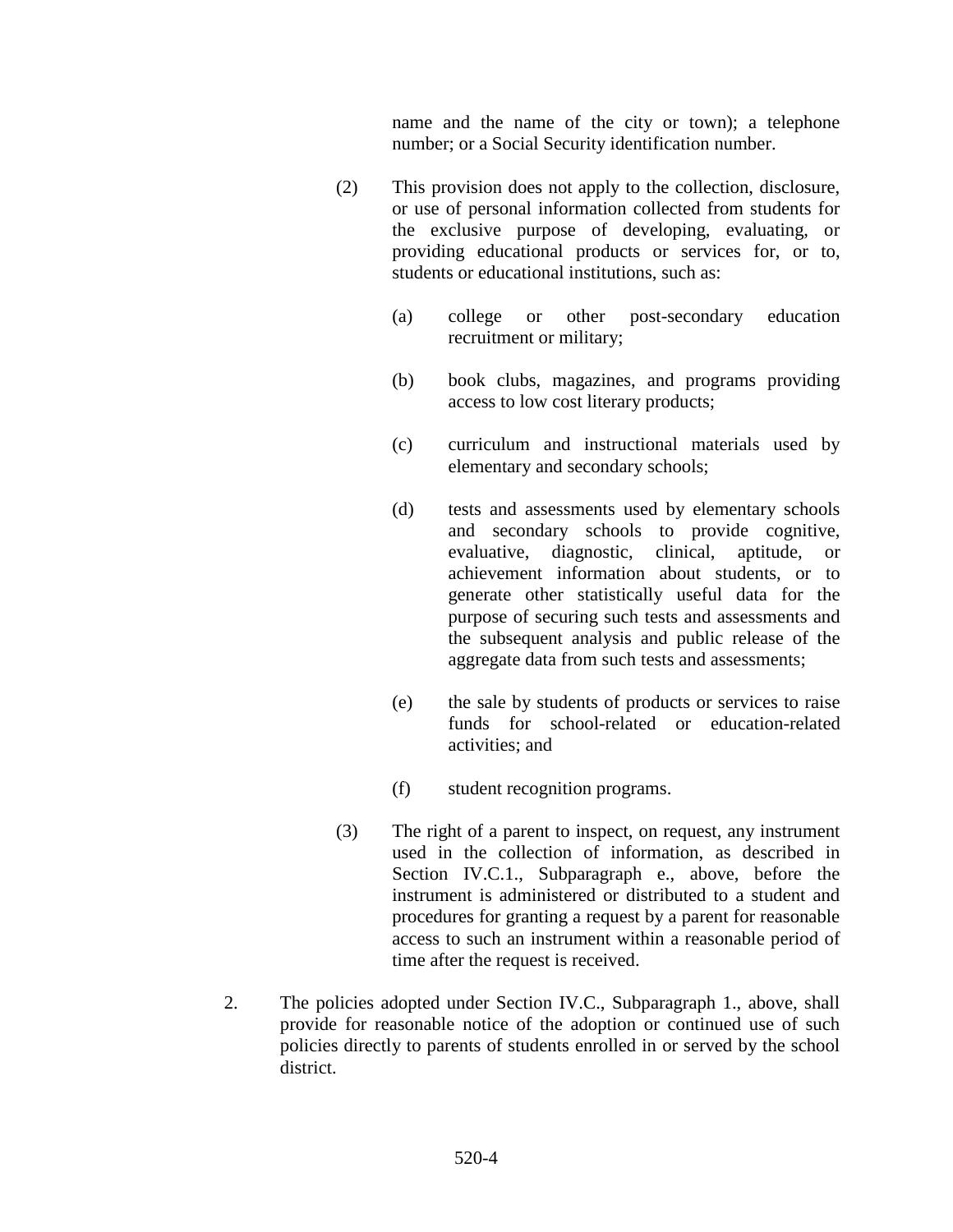name and the name of the city or town); a telephone number; or a Social Security identification number.

(2) This provision does not apply to the collection, disclosure, or use of personal information collected from students for the exclusive purpose of developing, evaluating, or providing educational products or services for, or to, students or educational institutions, such as:

(a) college or other post-secondary education recruitment or military;

(b) book clubs, magazines, and programs providing access to low cost literary products;

(c) curriculum and instructional materials used by elementary and secondary schools;

(d) tests and assessments used by elementary schools and secondary schools to provide cognitive, evaluative, diagnostic, clinical, aptitude, or achievement information about students, or to generate other statistically useful data for the purpose of securing such tests and assessments and the subsequent analysis and public release of the aggregate data from such tests and assessments;

(e) the sale by students of products or services to raise funds for school-related or education-related activities; and

(f) student recognition programs.

(3) The right of a parent to inspect, on request, any instrument used in the collection of information, as described in Section IV.C.1., Subparagraph e., above, before the instrument is administered or distributed to a student and procedures for granting a request by a parent for reasonable access to such an instrument within a reasonable period of time after the request is received.

2. The policies adopted under Section IV.C., Subparagraph 1., above, shall provide for reasonable notice of the adoption or continued use of such policies directly to parents of students enrolled in or served by the school district.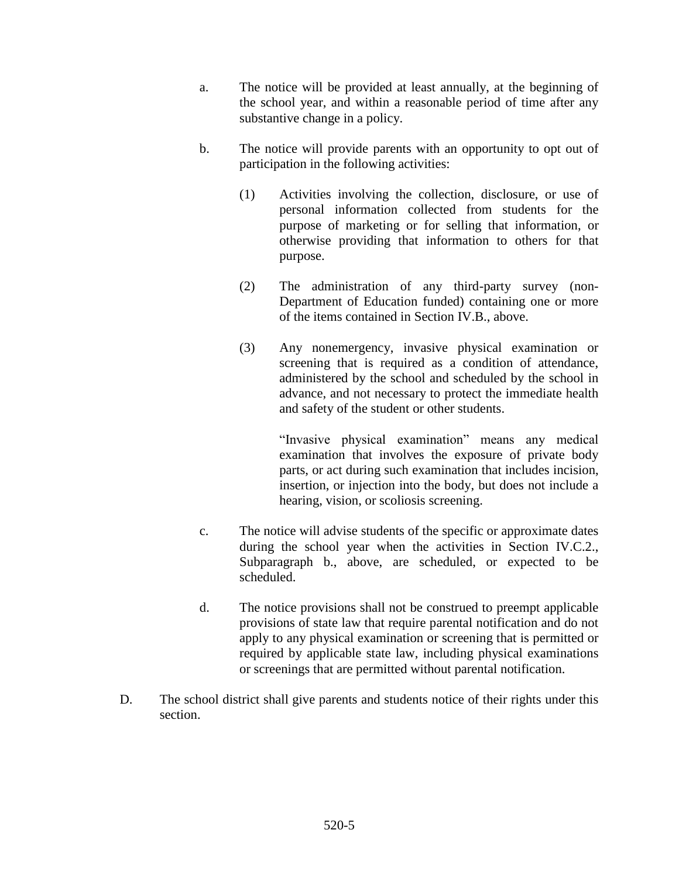a. The notice will be provided at least annually, at the beginning of the school year, and within a reasonable period of time after any substantive change in a policy.

b. The notice will provide parents with an opportunity to opt out of participation in the following activities:

   (1) Activities involving the collection, disclosure, or use of personal information collected from students for the purpose of marketing or for selling that information, or otherwise providing that information to others for that purpose.

   (2) The administration of any third-party survey (non-Department of Education funded) containing one or more of the items contained in Section IV.B., above.

   (3) Any nonemergency, invasive physical examination or screening that is required as a condition of attendance, administered by the school and scheduled by the school in advance, and not necessary to protect the immediate health and safety of the student or other students.

   "Invasive physical examination" means any medical examination that involves the exposure of private body parts, or act during such examination that includes incision, insertion, or injection into the body, but does not include a hearing, vision, or scoliosis screening.

c. The notice will advise students of the specific or approximate dates during the school year when the activities in Section IV.C.2., Subparagraph b., above, are scheduled, or expected to be scheduled.

d. The notice provisions shall not be construed to preempt applicable provisions of state law that require parental notification and do not apply to any physical examination or screening that is permitted or required by applicable state law, including physical examinations or screenings that are permitted without parental notification.

D. The school district shall give parents and students notice of their rights under this section.